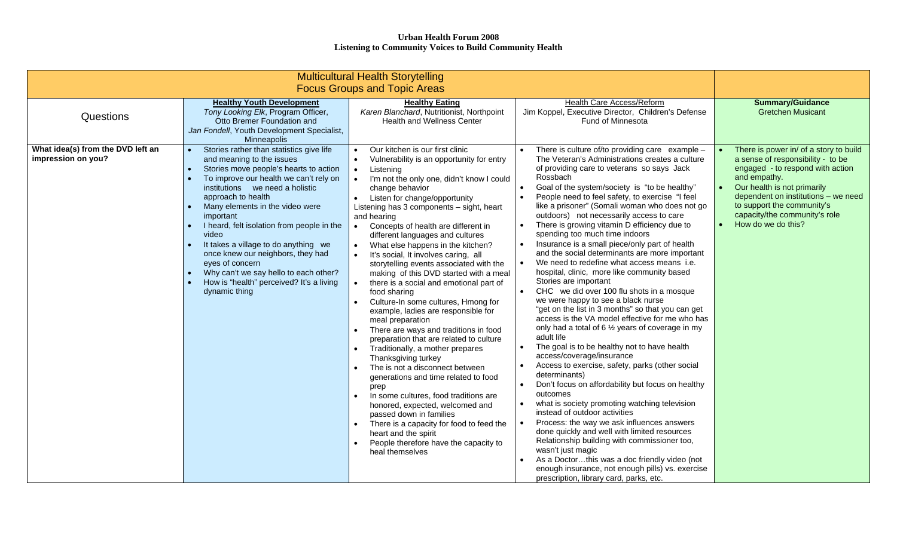**Urban Health Forum 2008**
**Listening to Community Voices to Build Community Health**

| Multicultural Health Storytelling<br>Focus Groups and Topic Areas | | | | |
|---|---|---|---|---|
| Questions | **Healthy Youth Development**<br>*Tony Looking Elk*, Program Officer, Otto Bremer Foundation and<br>*Jan Fondell*, Youth Development Specialist, Minneapolis | **Healthy Eating**<br>*Karen Blanchard*, Nutritionist, Northpoint Health and Wellness Center | Health Care Access/Reform<br>Jim Koppel, Executive Director, Children's Defense Fund of Minnesota | **Summary/Guidance**<br>Gretchen Musicant |
| **What idea(s) from the DVD left an impression on you?** | • Stories rather than statistics give life and meaning to the issues<br>• Stories move people's hearts to action<br>• To improve our health we can't rely on institutions we need a holistic approach to health<br>• Many elements in the video were important<br>• I heard, felt isolation from people in the video<br>• It takes a village to do anything we once knew our neighbors, they had eyes of concern<br>• Why can't we say hello to each other?<br>• How is "health" perceived? It's a living dynamic thing | • Our kitchen is our first clinic<br>• Vulnerability is an opportunity for entry<br>• Listening<br>• I'm not the only one, didn't know I could change behavior<br>• Listen for change/opportunity<br>Listening has 3 components – sight, heart and hearing<br>• Concepts of health are different in different languages and cultures<br>• What else happens in the kitchen?<br>• It's social, It involves caring, all storytelling events associated with the making of this DVD started with a meal<br>• there is a social and emotional part of food sharing<br>• Culture-In some cultures, Hmong for example, ladies are responsible for meal preparation<br>• There are ways and traditions in food preparation that are related to culture<br>• Traditionally, a mother prepares Thanksgiving turkey<br>• The is not a disconnect between generations and time related to food prep<br>• In some cultures, food traditions are honored, expected, welcomed and passed down in families<br>• There is a capacity for food to feed the heart and the spirit<br>• People therefore have the capacity to heal themselves | • There is culture of/to providing care example – The Veteran's Administrations creates a culture of providing care to veterans so says Jack Rossbach<br>• Goal of the system/society is "to be healthy"<br>• People need to feel safety, to exercise "I feel like a prisoner" (Somali woman who does not go outdoors) not necessarily access to care<br>• There is growing vitamin D efficiency due to spending too much time indoors<br>• Insurance is a small piece/only part of health and the social determinants are more important<br>• We need to redefine what access means i.e. hospital, clinic, more like community based Stories are important<br>• CHC we did over 100 flu shots in a mosque we were happy to see a black nurse "get on the list in 3 months" so that you can get access is the VA model effective for me who has only had a total of 6 ½ years of coverage in my adult life<br>• The goal is to be healthy not to have health access/coverage/insurance<br>• Access to exercise, safety, parks (other social determinants)<br>• Don't focus on affordability but focus on healthy outcomes<br>• what is society promoting watching television instead of outdoor activities<br>• Process: the way we ask influences answers done quickly and well with limited resources Relationship building with commissioner too, wasn't just magic<br>• As a Doctor…this was a doc friendly video (not enough insurance, not enough pills) vs. exercise prescription, library card, parks, etc. | • There is power in/ of a story to build a sense of responsibility - to be engaged - to respond with action and empathy.<br>• Our health is not primarily dependent on institutions – we need to support the community's capacity/the community's role<br>• How do we do this? |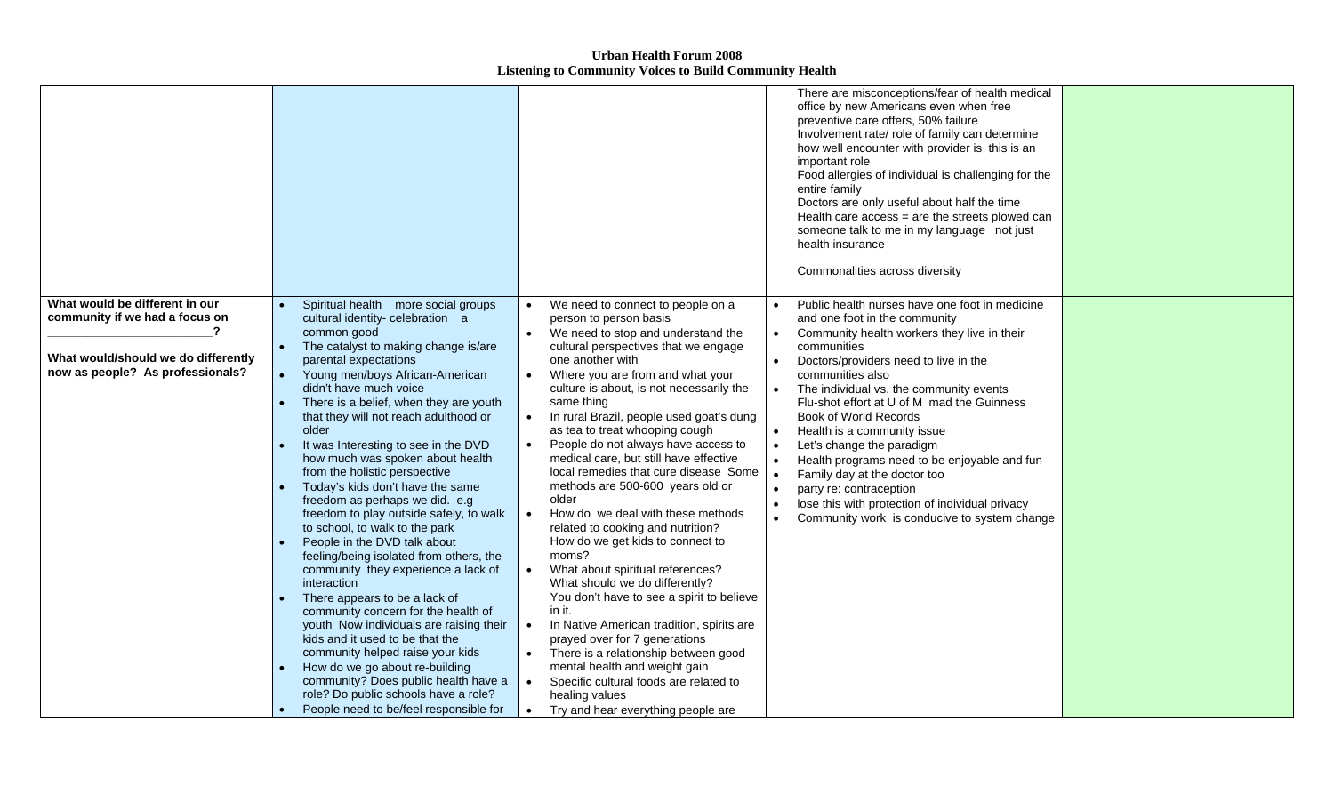**Urban Health Forum 2008**
**Listening to Community Voices to Build Community Health**

| | | | | |
|---|---|---|---|---|
| | | | There are misconceptions/fear of health medical office by new Americans even when free preventive care offers, 50% failure<br>Involvement rate/ role of family can determine how well encounter with provider is this is an important role<br>Food allergies of individual is challenging for the entire family<br>Doctors are only useful about half the time<br>Health care access = are the streets plowed can someone talk to me in my language not just health insurance<br><br>Commonalities across diversity | |
| **What would be different in our community if we had a focus on \_\_\_\_\_\_\_\_\_\_\_\_\_\_\_\_\_\_\_\_\_\_\_\_?**<br><br>**What would/should we do differently now as people? As professionals?** | • Spiritual health more social groups cultural identity- celebration a common good<br>• The catalyst to making change is/are parental expectations<br>• Young men/boys African-American didn't have much voice<br>• There is a belief, when they are youth that they will not reach adulthood or older<br>• It was Interesting to see in the DVD how much was spoken about health from the holistic perspective<br>• Today's kids don't have the same freedom as perhaps we did. e.g freedom to play outside safely, to walk to school, to walk to the park<br>• People in the DVD talk about feeling/being isolated from others, the community they experience a lack of interaction<br>• There appears to be a lack of community concern for the health of youth Now individuals are raising their kids and it used to be that the community helped raise your kids<br>• How do we go about re-building community? Does public health have a role? Do public schools have a role?<br>• People need to be/feel responsible for | • We need to connect to people on a person to person basis<br>• We need to stop and understand the cultural perspectives that we engage one another with<br>• Where you are from and what your culture is about, is not necessarily the same thing<br>• In rural Brazil, people used goat's dung as tea to treat whooping cough<br>• People do not always have access to medical care, but still have effective local remedies that cure disease Some methods are 500-600 years old or older<br>• How do we deal with these methods related to cooking and nutrition? How do we get kids to connect to moms?<br>• What about spiritual references? What should we do differently? You don't have to see a spirit to believe in it.<br>• In Native American tradition, spirits are prayed over for 7 generations<br>• There is a relationship between good mental health and weight gain<br>• Specific cultural foods are related to healing values<br>• Try and hear everything people are | • Public health nurses have one foot in medicine and one foot in the community<br>• Community health workers they live in their communities<br>• Doctors/providers need to live in the communities also<br>• The individual vs. the community events Flu-shot effort at U of M mad the Guinness Book of World Records<br>• Health is a community issue<br>• Let's change the paradigm<br>• Health programs need to be enjoyable and fun<br>• Family day at the doctor too<br>• party re: contraception<br>• lose this with protection of individual privacy<br>• Community work is conducive to system change | |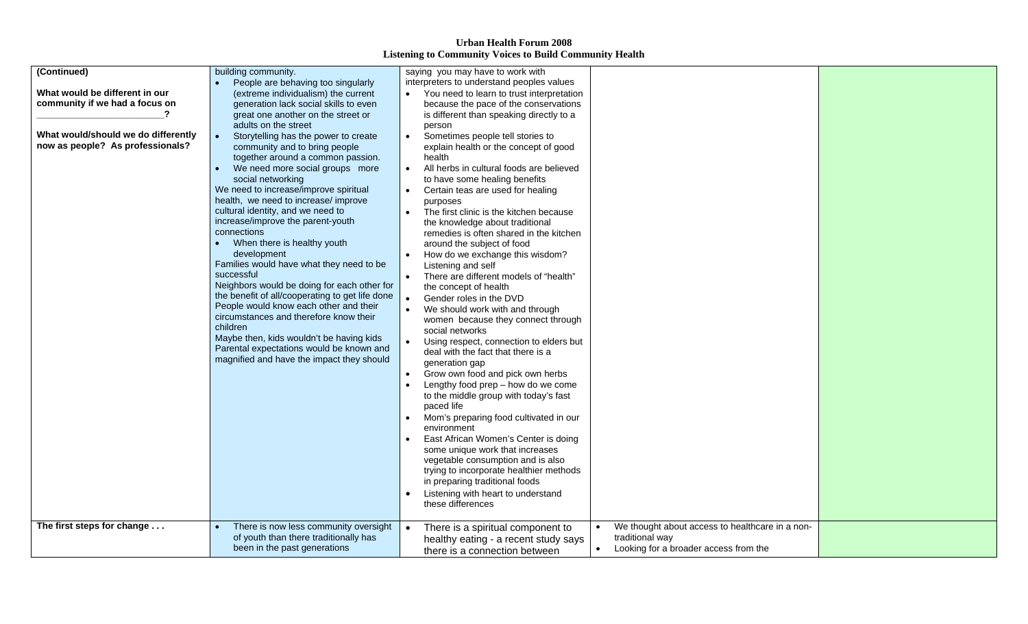**Urban Health Forum 2008**
**Listening to Community Voices to Build Community Health**

| | | | | |
|---|---|---|---|---|
| **(Continued)**<br><br>**What would be different in our community if we had a focus on \_\_\_\_\_\_\_\_\_\_\_\_\_\_\_\_\_\_\_\_\_\_\_?**<br><br>**What would/should we do differently now as people? As professionals?** | building community.<br>• People are behaving too singularly (extreme individualism) the current generation lack social skills to even great one another on the street or adults on the street<br>• Storytelling has the power to create community and to bring people together around a common passion.<br>• We need more social groups more social networking<br>We need to increase/improve spiritual health, we need to increase/ improve cultural identity, and we need to increase/improve the parent-youth connections<br>• When there is healthy youth development<br>Families would have what they need to be successful<br>Neighbors would be doing for each other for the benefit of all/cooperating to get life done<br>People would know each other and their circumstances and therefore know their children<br>Maybe then, kids wouldn't be having kids<br>Parental expectations would be known and magnified and have the impact they should | saying you may have to work with interpreters to understand peoples values<br>• You need to learn to trust interpretation because the pace of the conservations is different than speaking directly to a person<br>• Sometimes people tell stories to explain health or the concept of good health<br>• All herbs in cultural foods are believed to have some healing benefits<br>• Certain teas are used for healing purposes<br>• The first clinic is the kitchen because the knowledge about traditional remedies is often shared in the kitchen around the subject of food<br>• How do we exchange this wisdom? Listening and self<br>• There are different models of "health" the concept of health<br>• Gender roles in the DVD<br>• We should work with and through women because they connect through social networks<br>• Using respect, connection to elders but deal with the fact that there is a generation gap<br>• Grow own food and pick own herbs<br>• Lengthy food prep – how do we come to the middle group with today's fast paced life<br>• Mom's preparing food cultivated in our environment<br>• East African Women's Center is doing some unique work that increases vegetable consumption and is also trying to incorporate healthier methods in preparing traditional foods<br>• Listening with heart to understand these differences | | |
| **The first steps for change . . .** | • There is now less community oversight of youth than there traditionally has been in the past generations | • There is a spiritual component to healthy eating - a recent study says there is a connection between | • We thought about access to healthcare in a non-traditional way<br>• Looking for a broader access from the | |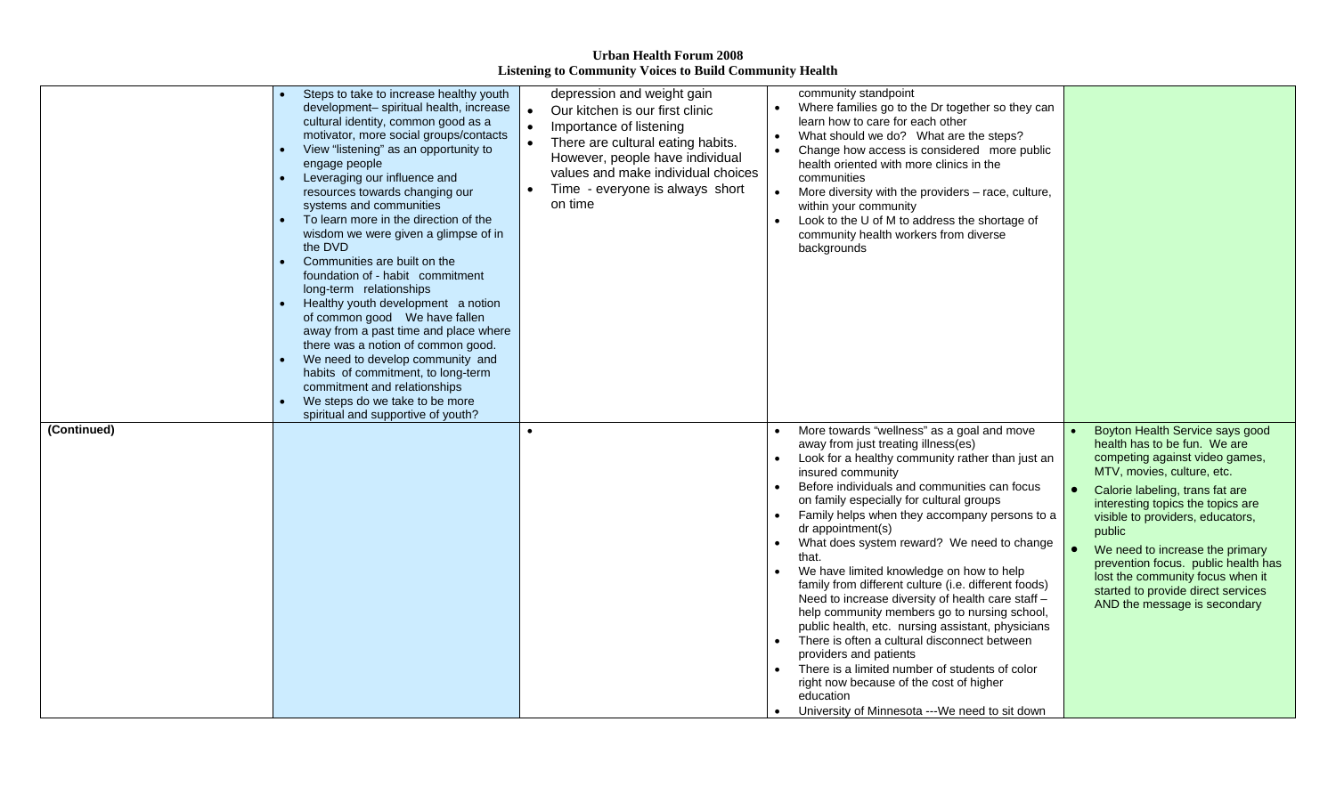**Urban Health Forum 2008**
**Listening to Community Voices to Build Community Health**

| | | | | |
|---|---|---|---|---|
| | • Steps to take to increase healthy youth development– spiritual health, increase cultural identity, common good as a motivator, more social groups/contacts<br>• View "listening" as an opportunity to engage people<br>• Leveraging our influence and resources towards changing our systems and communities<br>• To learn more in the direction of the wisdom we were given a glimpse of in the DVD<br>• Communities are built on the foundation of - habit commitment long-term relationships<br>• Healthy youth development a notion of common good We have fallen away from a past time and place where there was a notion of common good.<br>• We need to develop community and habits of commitment, to long-term commitment and relationships<br>• We steps do we take to be more spiritual and supportive of youth? | depression and weight gain<br>• Our kitchen is our first clinic<br>• Importance of listening<br>• There are cultural eating habits. However, people have individual values and make individual choices<br>• Time - everyone is always short on time | community standpoint<br>• Where families go to the Dr together so they can learn how to care for each other<br>• What should we do? What are the steps?<br>• Change how access is considered more public health oriented with more clinics in the communities<br>• More diversity with the providers – race, culture, within your community<br>• Look to the U of M to address the shortage of community health workers from diverse backgrounds | |
| **(Continued)** | | • | • More towards "wellness" as a goal and move away from just treating illness(es)<br>• Look for a healthy community rather than just an insured community<br>• Before individuals and communities can focus on family especially for cultural groups<br>• Family helps when they accompany persons to a dr appointment(s)<br>• What does system reward? We need to change that.<br>• We have limited knowledge on how to help family from different culture (i.e. different foods) Need to increase diversity of health care staff – help community members go to nursing school, public health, etc. nursing assistant, physicians<br>• There is often a cultural disconnect between providers and patients<br>• There is a limited number of students of color right now because of the cost of higher education<br>• University of Minnesota ---We need to sit down | • Boyton Health Service says good health has to be fun. We are competing against video games, MTV, movies, culture, etc.<br>• Calorie labeling, trans fat are interesting topics the topics are visible to providers, educators, public<br>• We need to increase the primary prevention focus. public health has lost the community focus when it started to provide direct services AND the message is secondary |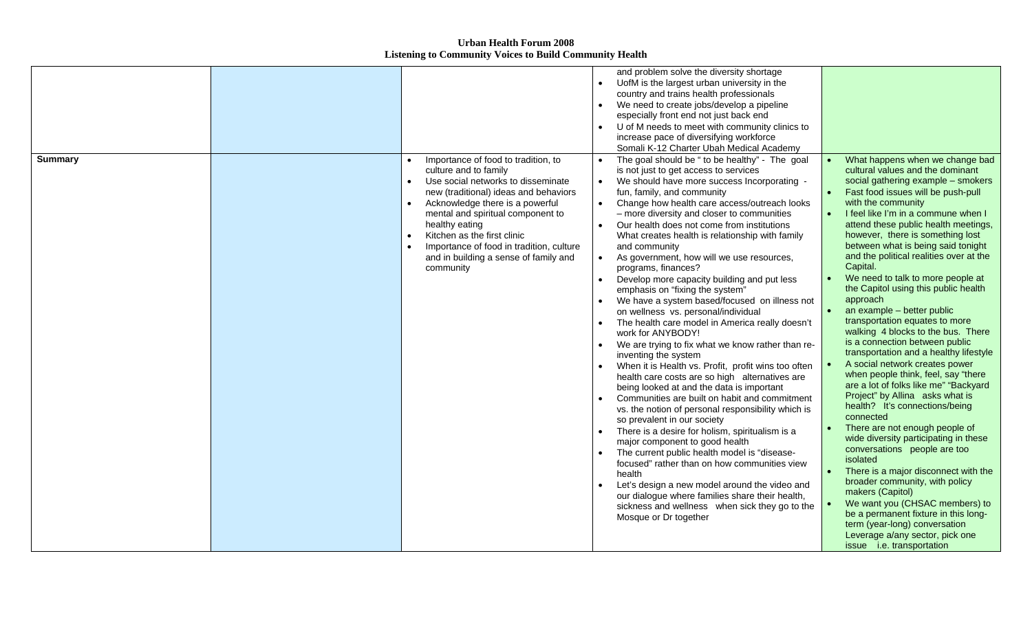**Urban Health Forum 2008**
**Listening to Community Voices to Build Community Health**

| | | | | |
|---|---|---|---|---|
| | | | and problem solve the diversity shortage<br>• UofM is the largest urban university in the country and trains health professionals<br>• We need to create jobs/develop a pipeline especially front end not just back end<br>• U of M needs to meet with community clinics to increase pace of diversifying workforce<br>Somali K-12 Charter Ubah Medical Academy | |
| **Summary** | | • Importance of food to tradition, to culture and to family<br>• Use social networks to disseminate new (traditional) ideas and behaviors<br>• Acknowledge there is a powerful mental and spiritual component to healthy eating<br>• Kitchen as the first clinic<br>• Importance of food in tradition, culture and in building a sense of family and community | • The goal should be " to be healthy" - The goal is not just to get access to services<br>• We should have more success Incorporating - fun, family, and community<br>• Change how health care access/outreach looks – more diversity and closer to communities<br>• Our health does not come from institutions What creates health is relationship with family and community<br>• As government, how will we use resources, programs, finances?<br>• Develop more capacity building and put less emphasis on "fixing the system"<br>• We have a system based/focused on illness not on wellness vs. personal/individual<br>• The health care model in America really doesn't work for ANYBODY!<br>• We are trying to fix what we know rather than re-inventing the system<br>• When it is Health vs. Profit, profit wins too often health care costs are so high alternatives are being looked at and the data is important<br>• Communities are built on habit and commitment vs. the notion of personal responsibility which is so prevalent in our society<br>• There is a desire for holism, spiritualism is a major component to good health<br>• The current public health model is "disease-focused" rather than on how communities view health<br>• Let's design a new model around the video and our dialogue where families share their health, sickness and wellness when sick they go to the Mosque or Dr together | • What happens when we change bad cultural values and the dominant social gathering example – smokers<br>• Fast food issues will be push-pull with the community<br>• I feel like I'm in a commune when I attend these public health meetings, however, there is something lost between what is being said tonight and the political realities over at the Capital.<br>• We need to talk to more people at the Capitol using this public health approach<br>• an example – better public transportation equates to more walking 4 blocks to the bus. There is a connection between public transportation and a healthy lifestyle<br>• A social network creates power when people think, feel, say "there are a lot of folks like me" "Backyard Project" by Allina asks what is health? It's connections/being connected<br>• There are not enough people of wide diversity participating in these conversations people are too isolated<br>• There is a major disconnect with the broader community, with policy makers (Capitol)<br>• We want you (CHSAC members) to be a permanent fixture in this long-term (year-long) conversation Leverage a/any sector, pick one issue i.e. transportation |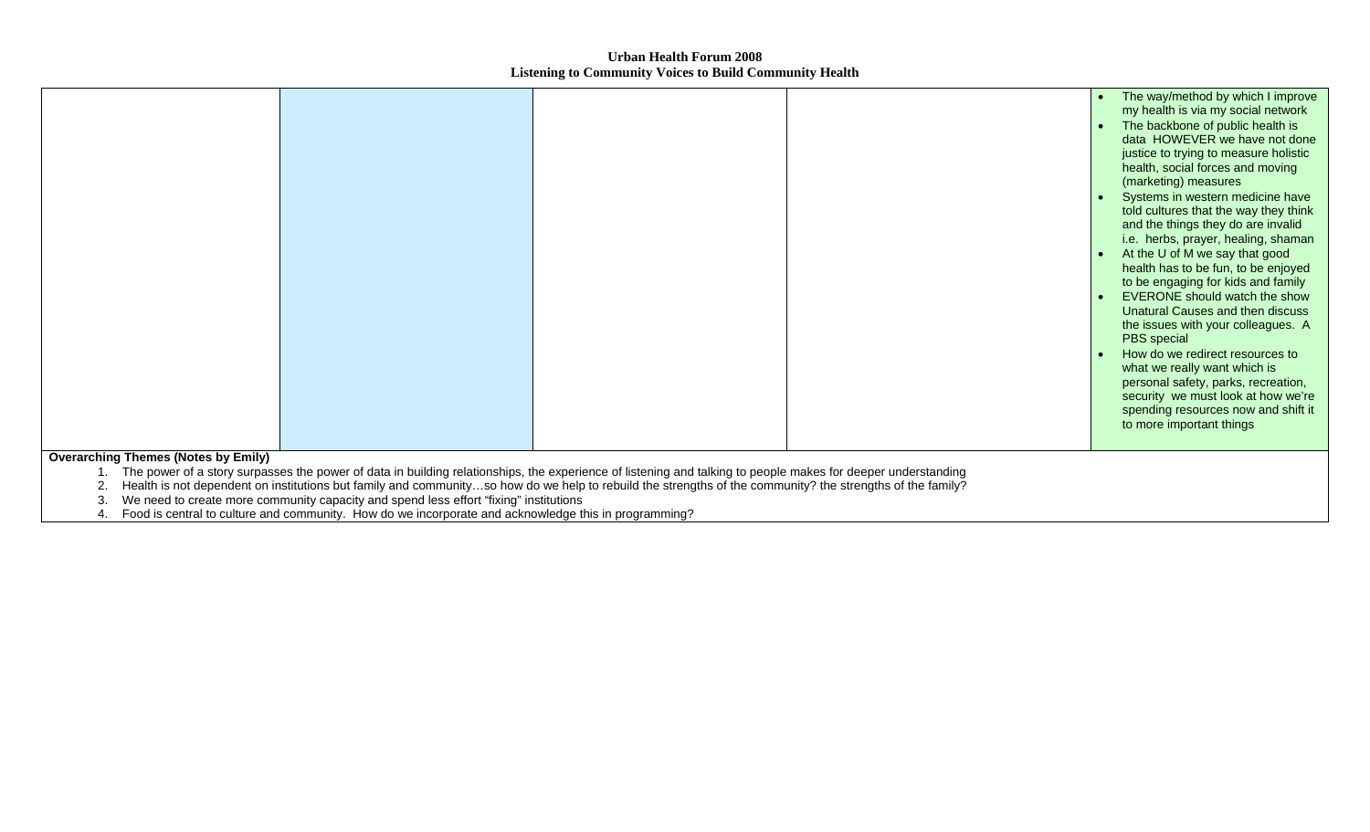# Urban Health Forum 2008
## Listening to Community Voices to Build Community Health

| | | | | |
|---|---|---|---|---|
| | | | | • The way/method by which I improve my health is via my social network<br>• The backbone of public health is data HOWEVER we have not done justice to trying to measure holistic health, social forces and moving (marketing) measures<br>• Systems in western medicine have told cultures that the way they think and the things they do are invalid i.e. herbs, prayer, healing, shaman<br>• At the U of M we say that good health has to be fun, to be enjoyed to be engaging for kids and family<br>• EVERONE should watch the show Unatural Causes and then discuss the issues with your colleagues. A PBS special<br>• How do we redirect resources to what we really want which is personal safety, parks, recreation, security we must look at how we're spending resources now and shift it to more important things |

**Overarching Themes (Notes by Emily)**

1. The power of a story surpasses the power of data in building relationships, the experience of listening and talking to people makes for deeper understanding
2. Health is not dependent on institutions but family and community…so how do we help to rebuild the strengths of the community? the strengths of the family?
3. We need to create more community capacity and spend less effort "fixing" institutions
4. Food is central to culture and community. How do we incorporate and acknowledge this in programming?